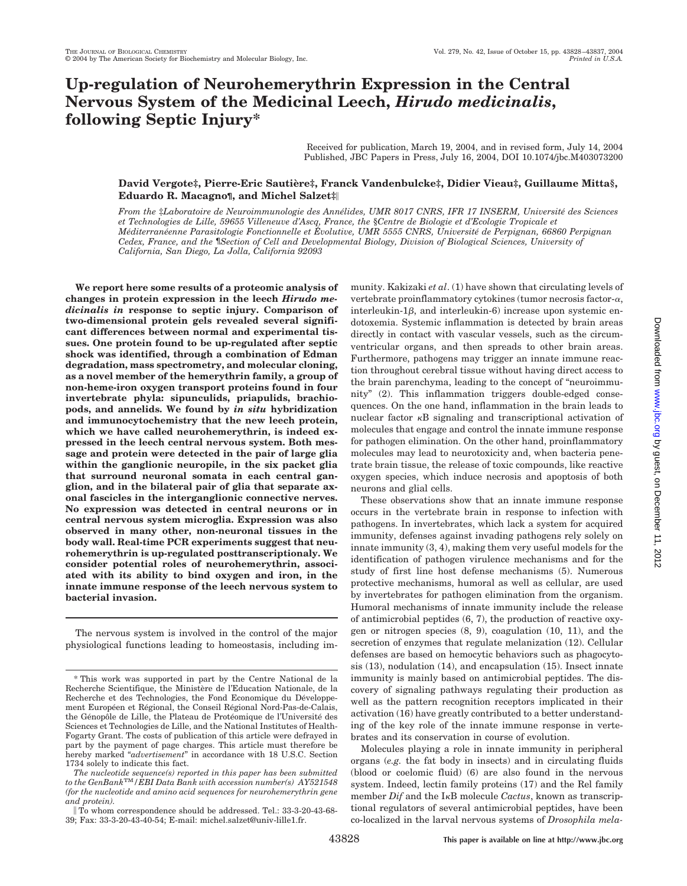# Up-regulation of Neurohemerythrin Expression in the Central Nervous System of the Medicinal Leech, *Hirudo medicinalis*, following Septic Injury*

Received for publication, March 19, 2004, and in revised form, July 14, 2004
Published, JBC Papers in Press, July 16, 2004, DOI 10.1074/jbc.M403073200

**David Vergote‡, Pierre-Eric Sautière‡, Franck Vandenbulcke‡, Didier Vieau‡, Guillaume Mitta§, Eduardo R. Macagno¶, and Michel Salzet‡‖**

*From the ‡Laboratoire de Neuroimmunologie des Annélides, UMR 8017 CNRS, IFR 17 INSERM, Université des Sciences et Technologies de Lille, 59655 Villeneuve d'Ascq, France, the §Centre de Biologie et d'Ecologie Tropicale et Méditerranéenne Parasitologie Fonctionnelle et Évolutive, UMR 5555 CNRS, Université de Perpignan, 66860 Perpignan Cedex, France, and the ¶Section of Cell and Developmental Biology, Division of Biological Sciences, University of California, San Diego, La Jolla, California 92093*

**We report here some results of a proteomic analysis of changes in protein expression in the leech *Hirudo medicinalis in* response to septic injury. Comparison of two-dimensional protein gels revealed several significant differences between normal and experimental tissues. One protein found to be up-regulated after septic shock was identified, through a combination of Edman degradation, mass spectrometry, and molecular cloning, as a novel member of the hemerythrin family, a group of non-heme-iron oxygen transport proteins found in four invertebrate phyla: sipunculids, priapulids, brachiopods, and annelids. We found by *in situ* hybridization and immunocytochemistry that the new leech protein, which we have called neurohemerythrin, is indeed expressed in the leech central nervous system. Both message and protein were detected in the pair of large glia within the ganglionic neuropile, in the six packet glia that surround neuronal somata in each central ganglion, and in the bilateral pair of glia that separate axonal fascicles in the interganglionic connective nerves. No expression was detected in central neurons or in central nervous system microglia. Expression was also observed in many other, non-neuronal tissues in the body wall. Real-time PCR experiments suggest that neurohemerythrin is up-regulated posttranscriptionaly. We consider potential roles of neurohemerythrin, associated with its ability to bind oxygen and iron, in the innate immune response of the leech nervous system to bacterial invasion.**

The nervous system is involved in the control of the major physiological functions leading to homeostasis, including immunity. Kakizaki *et al*. (1) have shown that circulating levels of vertebrate proinflammatory cytokines (tumor necrosis factor-$\alpha$, interleukin-1$\beta$, and interleukin-6) increase upon systemic endotoxemia. Systemic inflammation is detected by brain areas directly in contact with vascular vessels, such as the circumventricular organs, and then spreads to other brain areas. Furthermore, pathogens may trigger an innate immune reaction throughout cerebral tissue without having direct access to the brain parenchyma, leading to the concept of "neuroimmunity" (2). This inflammation triggers double-edged consequences. On the one hand, inflammation in the brain leads to nuclear factor $\kappa$B signaling and transcriptional activation of molecules that engage and control the innate immune response for pathogen elimination. On the other hand, proinflammatory molecules may lead to neurotoxicity and, when bacteria penetrate brain tissue, the release of toxic compounds, like reactive oxygen species, which induce necrosis and apoptosis of both neurons and glial cells.

These observations show that an innate immune response occurs in the vertebrate brain in response to infection with pathogens. In invertebrates, which lack a system for acquired immunity, defenses against invading pathogens rely solely on innate immunity (3, 4), making them very useful models for the identification of pathogen virulence mechanisms and for the study of first line host defense mechanisms (5). Numerous protective mechanisms, humoral as well as cellular, are used by invertebrates for pathogen elimination from the organism. Humoral mechanisms of innate immunity include the release of antimicrobial peptides (6, 7), the production of reactive oxygen or nitrogen species (8, 9), coagulation (10, 11), and the secretion of enzymes that regulate melanization (12). Cellular defenses are based on hemocytic behaviors such as phagocytosis (13), nodulation (14), and encapsulation (15). Insect innate immunity is mainly based on antimicrobial peptides. The discovery of signaling pathways regulating their production as well as the pattern recognition receptors implicated in their activation (16) have greatly contributed to a better understanding of the key role of the innate immune response in vertebrates and its conservation in course of evolution.

Molecules playing a role in innate immunity in peripheral organs (*e.g.* the fat body in insects) and in circulating fluids (blood or coelomic fluid) (6) are also found in the nervous system. Indeed, lectin family proteins (17) and the Rel family member *Dif* and the I$\kappa$B molecule *Cactus*, known as transcriptional regulators of several antimicrobial peptides, have been co-localized in the larval nervous systems of *Drosophila mela-*

---

\* This work was supported in part by the Centre National de la Recherche Scientifique, the Ministère de l'Education Nationale, de la Recherche et des Technologies, the Fond Economique du Développement Européen et Régional, the Conseil Régional Nord-Pas-de-Calais, the Génopôle de Lille, the Plateau de Protéomique de l'Université des Sciences et Technologies de Lille, and the National Institutes of Health-Fogarty Grant. The costs of publication of this article were defrayed in part by the payment of page charges. This article must therefore be hereby marked "*advertisement*" in accordance with 18 U.S.C. Section 1734 solely to indicate this fact.

*The nucleotide sequence(s) reported in this paper has been submitted to the GenBank™/EBI Data Bank with accession number(s) AY521548 (for the nucleotide and amino acid sequences for neurohemerythrin gene and protein).*

‖ To whom correspondence should be addressed. Tel.: 33-3-20-43-68-39; Fax: 33-3-20-43-40-54; E-mail: michel.salzet@univ-lille1.fr.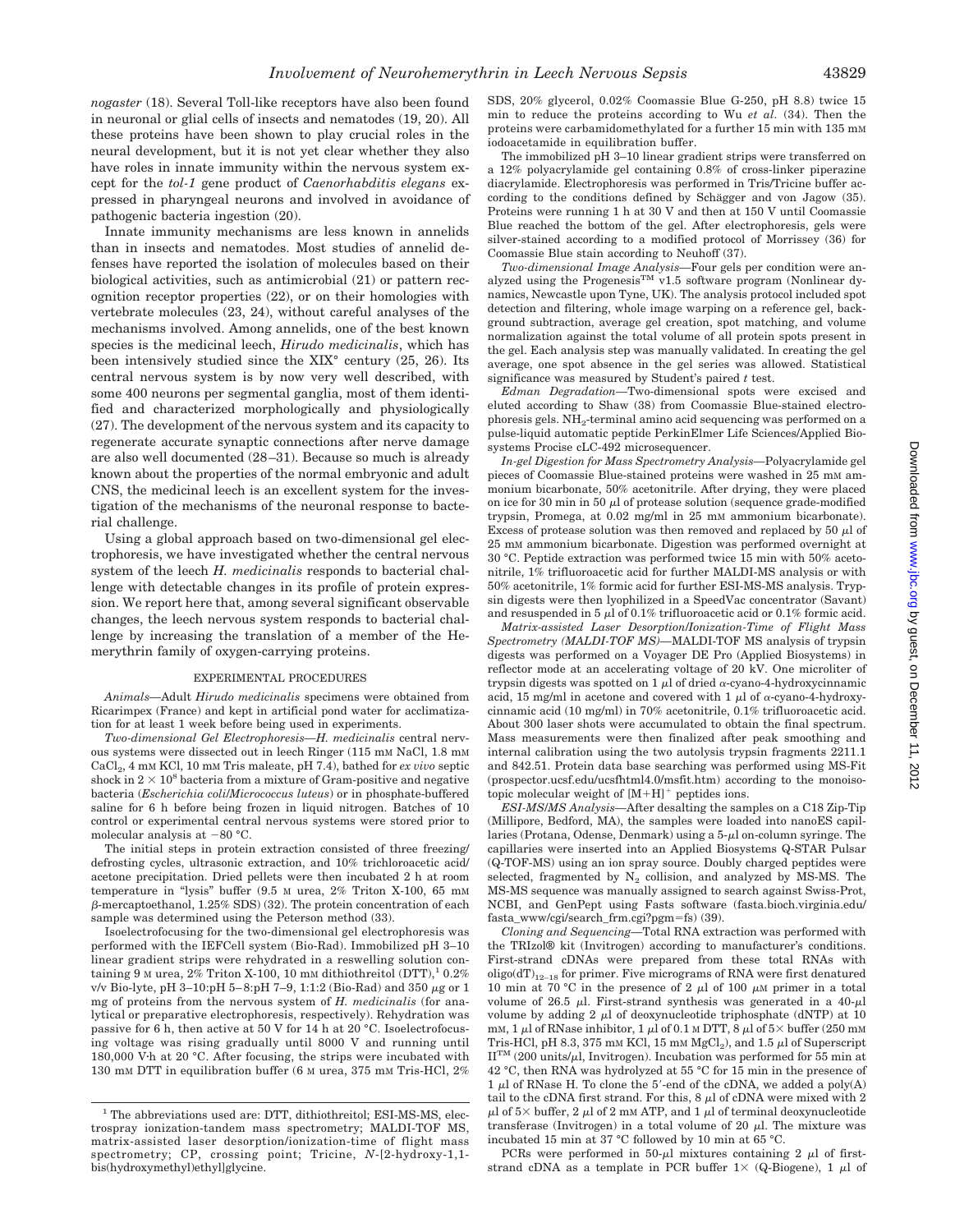*nogaster* (18). Several Toll-like receptors have also been found in neuronal or glial cells of insects and nematodes (19, 20). All these proteins have been shown to play crucial roles in the neural development, but it is not yet clear whether they also have roles in innate immunity within the nervous system except for the *tol-1* gene product of *Caenorhabditis elegans* expressed in pharyngeal neurons and involved in avoidance of pathogenic bacteria ingestion (20).

Innate immunity mechanisms are less known in annelids than in insects and nematodes. Most studies of annelid defenses have reported the isolation of molecules based on their biological activities, such as antimicrobial (21) or pattern recognition receptor properties (22), or on their homologies with vertebrate molecules (23, 24), without careful analyses of the mechanisms involved. Among annelids, one of the best known species is the medicinal leech, *Hirudo medicinalis*, which has been intensively studied since the XIX° century (25, 26). Its central nervous system is by now very well described, with some 400 neurons per segmental ganglia, most of them identified and characterized morphologically and physiologically (27). The development of the nervous system and its capacity to regenerate accurate synaptic connections after nerve damage are also well documented (28–31). Because so much is already known about the properties of the normal embryonic and adult CNS, the medicinal leech is an excellent system for the investigation of the mechanisms of the neuronal response to bacterial challenge.

Using a global approach based on two-dimensional gel electrophoresis, we have investigated whether the central nervous system of the leech *H. medicinalis* responds to bacterial challenge with detectable changes in its profile of protein expression. We report here that, among several significant observable changes, the leech nervous system responds to bacterial challenge by increasing the translation of a member of the Hemerythrin family of oxygen-carrying proteins.

## EXPERIMENTAL PROCEDURES

*Animals*—Adult *Hirudo medicinalis* specimens were obtained from Ricarimpex (France) and kept in artificial pond water for acclimatization for at least 1 week before being used in experiments.

*Two-dimensional Gel Electrophoresis*—*H. medicinalis* central nervous systems were dissected out in leech Ringer (115 mM NaCl, 1.8 mM $CaCl_2$, 4 mM KCl, 10 mM Tris maleate, pH 7.4), bathed for *ex vivo* septic shock in $2 \times 10^8$ bacteria from a mixture of Gram-positive and negative bacteria (*Escherichia coli*/*Micrococcus luteus*) or in phosphate-buffered saline for 6 h before being frozen in liquid nitrogen. Batches of 10 control or experimental central nervous systems were stored prior to molecular analysis at −80 °C.

The initial steps in protein extraction consisted of three freezing/defrosting cycles, ultrasonic extraction, and 10% trichloroacetic acid/acetone precipitation. Dried pellets were then incubated 2 h at room temperature in "lysis" buffer (9.5 M urea, 2% Triton X-100, 65 mM β-mercaptoethanol, 1.25% SDS) (32). The protein concentration of each sample was determined using the Peterson method (33).

Isoelectrofocusing for the two-dimensional gel electrophoresis was performed with the IEFCell system (Bio-Rad). Immobilized pH 3–10 linear gradient strips were rehydrated in a reswelling solution containing 9 M urea, 2% Triton X-100, 10 mM dithiothreitol (DTT),[1] 0.2% v/v Bio-lyte, pH 3–10:pH 5–8:pH 7–9, 1:1:2 (Bio-Rad) and 350 μg or 1 mg of proteins from the nervous system of *H. medicinalis* (for analytical or preparative electrophoresis, respectively). Rehydration was passive for 6 h, then active at 50 V for 14 h at 20 °C. Isoelectrofocusing voltage was rising gradually until 8000 V and running until 180,000 V·h at 20 °C. After focusing, the strips were incubated with 130 mM DTT in equilibration buffer (6 M urea, 375 mM Tris-HCl, 2% SDS, 20% glycerol, 0.02% Coomassie Blue G-250, pH 8.8) twice 15 min to reduce the proteins according to Wu *et al.* (34). Then the proteins were carbamidomethylated for a further 15 min with 135 mM iodoacetamide in equilibration buffer.

The immobilized pH 3–10 linear gradient strips were transferred on a 12% polyacrylamide gel containing 0.8% of cross-linker piperazine diacrylamide. Electrophoresis was performed in Tris/Tricine buffer according to the conditions defined by Schägger and von Jagow (35). Proteins were running 1 h at 30 V and then at 150 V until Coomassie Blue reached the bottom of the gel. After electrophoresis, gels were silver-stained according to a modified protocol of Morrissey (36) for Coomassie Blue stain according to Neuhoff (37).

*Two-dimensional Image Analysis*—Four gels per condition were analyzed using the Progenesis™ v1.5 software program (Nonlinear dynamics, Newcastle upon Tyne, UK). The analysis protocol included spot detection and filtering, whole image warping on a reference gel, background subtraction, average gel creation, spot matching, and volume normalization against the total volume of all protein spots present in the gel. Each analysis step was manually validated. In creating the gel average, one spot absence in the gel series was allowed. Statistical significance was measured by Student's paired *t* test.

*Edman Degradation*—Two-dimensional spots were excised and eluted according to Shaw (38) from Coomassie Blue-stained electrophoresis gels. $NH_2$-terminal amino acid sequencing was performed on a pulse-liquid automatic peptide PerkinElmer Life Sciences/Applied Biosystems Procise cLC-492 microsequencer.

*In-gel Digestion for Mass Spectrometry Analysis*—Polyacrylamide gel pieces of Coomassie Blue-stained proteins were washed in 25 mM ammonium bicarbonate, 50% acetonitrile. After drying, they were placed on ice for 30 min in 50 μl of protease solution (sequence grade-modified trypsin, Promega, at 0.02 mg/ml in 25 mM ammonium bicarbonate). Excess of protease solution was then removed and replaced by 50 μl of 25 mM ammonium bicarbonate. Digestion was performed overnight at 30 °C. Peptide extraction was performed twice 15 min with 50% acetonitrile, 1% trifluoroacetic acid for further MALDI-MS analysis or with 50% acetonitrile, 1% formic acid for further ESI-MS-MS analysis. Trypsin digests were then lyophilized in a SpeedVac concentrator (Savant) and resuspended in 5 μl of 0.1% trifluoroacetic acid or 0.1% formic acid.

*Matrix-assisted Laser Desorption/Ionization-Time of Flight Mass Spectrometry (MALDI-TOF MS)*—MALDI-TOF MS analysis of trypsin digests was performed on a Voyager DE Pro (Applied Biosystems) in reflector mode at an accelerating voltage of 20 kV. One microliter of trypsin digests was spotted on 1 μl of dried α-cyano-4-hydroxycinnamic acid, 15 mg/ml in acetone and covered with 1 μl of α-cyano-4-hydroxycinnamic acid (10 mg/ml) in 70% acetonitrile, 0.1% trifluoroacetic acid. About 300 laser shots were accumulated to obtain the final spectrum. Mass measurements were then finalized after peak smoothing and internal calibration using the two autolysis trypsin fragments 2211.1 and 842.51. Protein data base searching was performed using MS-Fit (prospector.ucsf.edu/ucsfhtml4.0/msfit.htm) according to the monoisotopic molecular weight of $[M+H]^+$ peptides ions.

*ESI-MS/MS Analysis*—After desalting the samples on a C18 Zip-Tip (Millipore, Bedford, MA), the samples were loaded into nanoES capillaries (Protana, Odense, Denmark) using a 5-μl on-column syringe. The capillaries were inserted into an Applied Biosystems Q-STAR Pulsar (Q-TOF-MS) using an ion spray source. Doubly charged peptides were selected, fragmented by $N_2$ collision, and analyzed by MS-MS. The MS-MS sequence was manually assigned to search against Swiss-Prot, NCBI, and GenPept using Fasts software (fasta.bioch.virginia.edu/fasta_www/cgi/search_frm.cgi?pgm=fs) (39).

*Cloning and Sequencing*—Total RNA extraction was performed with the TRIzol® kit (Invitrogen) according to manufacturer's conditions. First-strand cDNAs were prepared from these total RNAs with $oligo(dT)_{12-18}$ for primer. Five micrograms of RNA were first denatured 10 min at 70 °C in the presence of 2 μl of 100 μM primer in a total volume of 26.5 μl. First-strand synthesis was generated in a 40-μl volume by adding 2 μl of deoxynucleotide triphosphate (dNTP) at 10 mM, 1 μl of RNase inhibitor, 1 μl of 0.1 M DTT, 8 μl of 5× buffer (250 mM Tris-HCl, pH 8.3, 375 mM KCl, 15 mM $MgCl_2$), and 1.5 μl of Superscript II™ (200 units/μl, Invitrogen). Incubation was performed for 55 min at 42 °C, then RNA was hydrolyzed at 55 °C for 15 min in the presence of 1 μl of RNase H. To clone the 5′-end of the cDNA, we added a poly(A) tail to the cDNA first strand. For this, 8 μl of cDNA were mixed with 2 μl of 5× buffer, 2 μl of 2 mM ATP, and 1 μl of terminal deoxynucleotide transferase (Invitrogen) in a total volume of 20 μl. The mixture was incubated 15 min at 37 °C followed by 10 min at 65 °C.

PCRs were performed in 50-μl mixtures containing 2 μl of first-strand cDNA as a template in PCR buffer 1× (Q-Biogene), 1 μl of

[1] The abbreviations used are: DTT, dithiothreitol; ESI-MS-MS, electrospray ionization-tandem mass spectrometry; MALDI-TOF MS, matrix-assisted laser desorption/ionization-time of flight mass spectrometry; CP, crossing point; Tricine, *N*-[2-hydroxy-1,1-bis(hydroxymethyl)ethyl]glycine.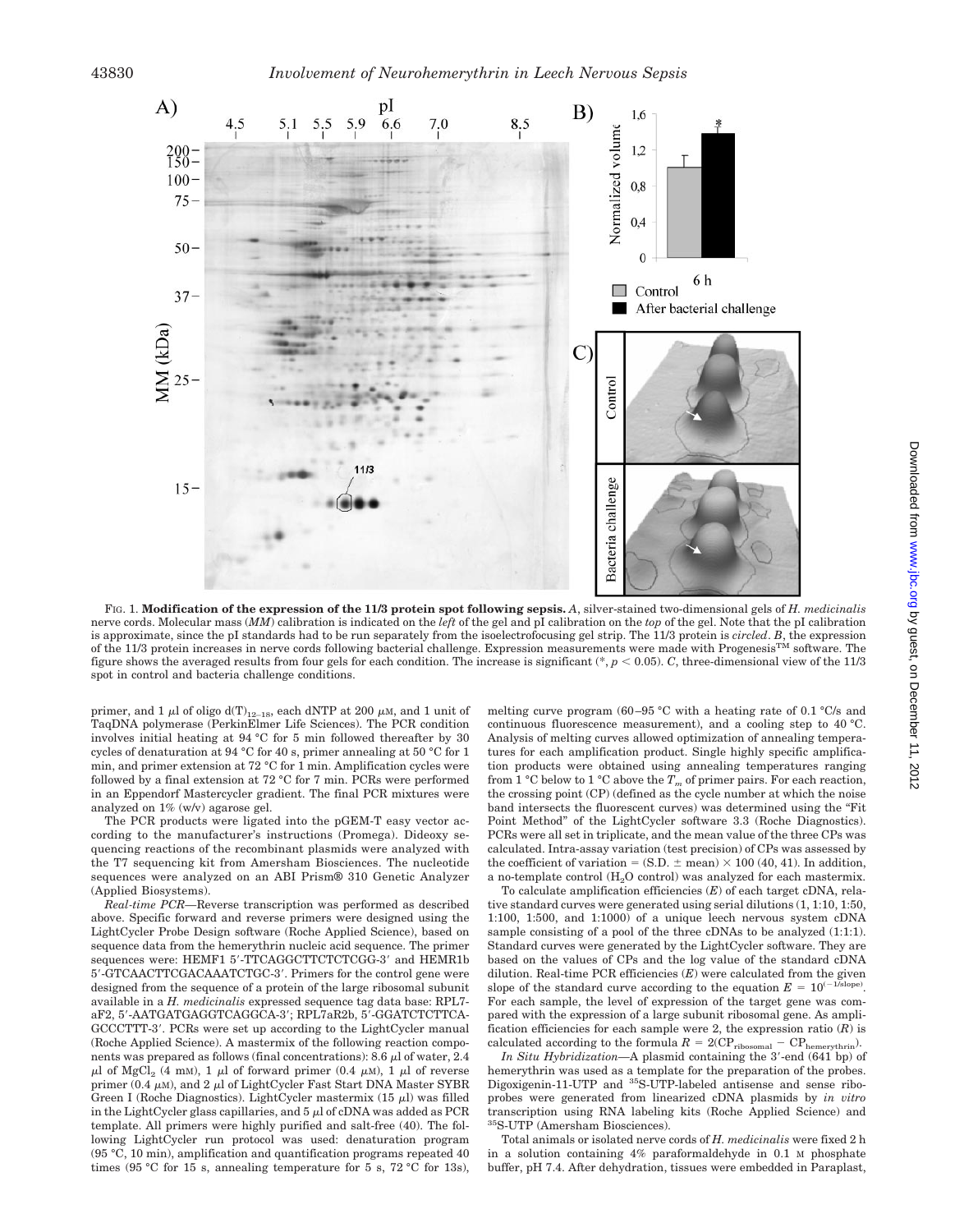FIG. 1. **Modification of the expression of the 11/3 protein spot following sepsis.** *A*, silver-stained two-dimensional gels of *H. medicinalis* nerve cords. Molecular mass (*MM*) calibration is indicated on the *left* of the gel and pI calibration on the *top* of the gel. Note that the pI calibration is approximate, since the pI standards had to be run separately from the isoelectrofocusing gel strip. The 11/3 protein is *circled*. *B*, the expression of the 11/3 protein increases in nerve cords following bacterial challenge. Expression measurements were made with Progenesis™ software. The figure shows the averaged results from four gels for each condition. The increase is significant (*, $p < 0.05$). *C*, three-dimensional view of the 11/3 spot in control and bacteria challenge conditions.

primer, and 1 μl of oligo $d(T)_{12-18}$, each dNTP at 200 μM, and 1 unit of TaqDNA polymerase (PerkinElmer Life Sciences). The PCR condition involves initial heating at 94 °C for 5 min followed thereafter by 30 cycles of denaturation at 94 °C for 40 s, primer annealing at 50 °C for 1 min, and primer extension at 72 °C for 1 min. Amplification cycles were followed by a final extension at 72 °C for 7 min. PCRs were performed in an Eppendorf Mastercycler gradient. The final PCR mixtures were analyzed on 1% (w/v) agarose gel.

The PCR products were ligated into the pGEM-T easy vector according to the manufacturer's instructions (Promega). Dideoxy sequencing reactions of the recombinant plasmids were analyzed with the T7 sequencing kit from Amersham Biosciences. The nucleotide sequences were analyzed on an ABI Prism® 310 Genetic Analyzer (Applied Biosystems).

*Real-time PCR*—Reverse transcription was performed as described above. Specific forward and reverse primers were designed using the LightCycler Probe Design software (Roche Applied Science), based on sequence data from the hemerythrin nucleic acid sequence. The primer sequences were: HEMF1 5′-TTCAGGCTTCTCTCGG-3′ and HEMR1b 5′-GTCAACTTCGACAAATCTGC-3′. Primers for the control gene were designed from the sequence of a protein of the large ribosomal subunit available in a *H. medicinalis* expressed sequence tag data base: RPL7-aF2, 5′-AATGATGAGGTCAGGCA-3′; RPL7aR2b, 5′-GGATCTCTTCA-GCCCTTT-3′. PCRs were set up according to the LightCycler manual (Roche Applied Science). A mastermix of the following reaction components was prepared as follows (final concentrations): 8.6 μl of water, 2.4 μl of $MgCl_2$ (4 mM), 1 μl of forward primer (0.4 μM), 1 μl of reverse primer (0.4 μM), and 2 μl of LightCycler Fast Start DNA Master SYBR Green I (Roche Diagnostics). LightCycler mastermix (15 μl) was filled in the LightCycler glass capillaries, and 5 μl of cDNA was added as PCR template. All primers were highly purified and salt-free (40). The following LightCycler run protocol was used: denaturation program (95 °C, 10 min), amplification and quantification programs repeated 40 times (95 °C for 15 s, annealing temperature for 5 s, 72 °C for 13s), melting curve program (60–95 °C with a heating rate of 0.1 °C/s and continuous fluorescence measurement), and a cooling step to 40 °C. Analysis of melting curves allowed optimization of annealing temperatures for each amplification product. Single highly specific amplification products were obtained using annealing temperatures ranging from 1 °C below to 1 °C above the $T_m$ of primer pairs. For each reaction, the crossing point (CP) (defined as the cycle number at which the noise band intersects the fluorescent curves) was determined using the "Fit Point Method" of the LightCycler software 3.3 (Roche Diagnostics). PCRs were all set in triplicate, and the mean value of the three CPs was calculated. Intra-assay variation (test precision) of CPs was assessed by the coefficient of variation = (S.D. ± mean) × 100 (40, 41). In addition, a no-template control ($H_2O$ control) was analyzed for each mastermix.

To calculate amplification efficiencies ($E$) of each target cDNA, relative standard curves were generated using serial dilutions (1, 1:10, 1:50, 1:100, 1:500, and 1:1000) of a unique leech nervous system cDNA sample consisting of a pool of the three cDNAs to be analyzed (1:1:1). Standard curves were generated by the LightCycler software. They are based on the values of CPs and the log value of the standard cDNA dilution. Real-time PCR efficiencies ($E$) were calculated from the given slope of the standard curve according to the equation $E = 10^{(-1/\text{slope})}$. For each sample, the level of expression of the target gene was compared with the expression of a large subunit ribosomal gene. As amplification efficiencies for each sample were 2, the expression ratio ($R$) is calculated according to the formula $R = 2(\text{CP}_{\text{ribosomal}} - \text{CP}_{\text{hemerythrin}})$.

*In Situ Hybridization*—A plasmid containing the 3′-end (641 bp) of hemerythrin was used as a template for the preparation of the probes. Digoxigenin-11-UTP and $^{35}$S-UTP-labeled antisense and sense riboprobes were generated from linearized cDNA plasmids by *in vitro* transcription using RNA labeling kits (Roche Applied Science) and $^{35}$S-UTP (Amersham Biosciences).

Total animals or isolated nerve cords of *H. medicinalis* were fixed 2 h in a solution containing 4% paraformaldehyde in 0.1 M phosphate buffer, pH 7.4. After dehydration, tissues were embedded in Paraplast,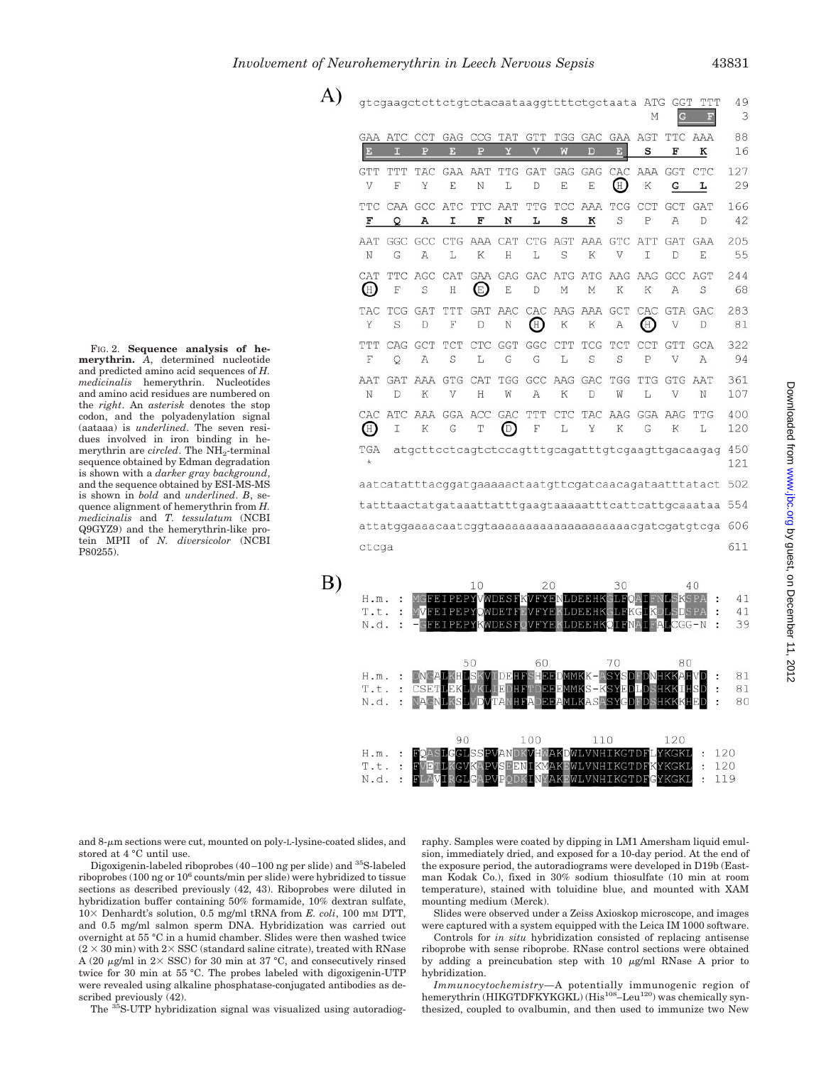A)

```
gtcgaagctcttctgtctacaataaggttttctgctaata ATG GGT TTT   49
                                          M   G   F     3
GAA ATC CCT GAG CCG TAT GTT TGG GAC GAA AGT TTC AAA   88
 E   I   P   E   P   Y   V   W   D   E   S   F   K    16
GTT TTT TAC GAA AAT TTG GAT GAG GAG CAC AAA GGT CTC  127
 V   F   Y   E   N   L   D   E   E   H   K   G   L    29
TTC CAA GCC ATC TTC AAT TTG TCC AAA TCG CCT GCT GAT  166
 F   Q   A   I   F   N   L   S   K   S   P   A   D    42
AAT GGC GCC CTG AAA CAT CTG AGT AAA GTC ATT GAT GAA  205
 N   G   A   L   K   H   L   S   K   V   I   D   E    55
CAT TTC AGC CAT GAA GAG GAC ATG ATG AAG AAG GCC AGT  244
 H   F   S   H   E   E   D   M   M   K   K   A   S    68
TAC TCG GAT TTT GAT AAC CAC AAG AAA GCT CAC GTA GAC  283
 Y   S   D   F   D   N   H   K   K   A   H   V   D    81
TTT CAG GCT TCT CTC GGT GGC CTT TCG TCT CCT GTT GCA  322
 F   Q   A   S   L   G   G   L   S   S   P   V   A    94
AAT GAT AAA GTG CAT TGG GCC AAG GAC TGG TTG GTG AAT  361
 N   D   K   V   H   W   A   K   D   W   L   V   N   107
CAC ATC AAA GGA ACC GAC TTT CTC TAC AAG GGA AAG TTG  400
 H   I   K   G   T   D   F   L   Y   K   G   K   L   120
TGA  atgcttcctcagtctccagtttgcagatttgtcgaagttgacaagag  450
 *                                                   121
aatcatatttacggatgaaaaactaatgttcgatcaacagataatttatact  502
tatttaactatgataaattatttgaagtaaaaatttcattcattgcaaataa  554
attatggaaaacaatcggtaaaaaaaaaaaaaaaaaaaacgatcgatgtcga  606
ctcga                                                 611
```

B)

```
              10        20        30        40
H.m. : MGFEIPEPYVWDESFKVFYENLDEEHKGLFQAIFNLSKSPA : 41
T.t. : MVFEIPEPYQWDETFEVFYEKLDEEHKGLFKGIKDLSDSPA : 41
N.d. : -GFEIPEPYKWDESFQVFYEKLDEEHKQIFNAIFALCGG-N : 39

              50        60        70        80
H.m. : DNGALKHLSKVIDEHFSHEEDMMKK-ASYSDFDNHKKAHVD : 81
T.t. : CSETLEKLVKLIEDHFTDEEEMMKS-KSYEDLDSHKKIHSD : 81
N.d. : NAGNLKSLVDVTANHFADEEAMLKASASYGDFDSHKKKHED : 80

              90       100       110       120
H.m. : FQASLGGLSSPVANDKVHWAKDWLVNHIKGTDFLYKGKL : 120
T.t. : FVETLKGVKAPVSEENIKMAKEWLVNHIKGTDFKYKGKL : 120
N.d. : FLAVIRGLGAPVPQDKINYAKEWLVNHIKGTDFGYKGKL : 119
```

FIG. 2. **Sequence analysis of hemerythrin.** *A*, determined nucleotide and predicted amino acid sequences of *H. medicinalis* hemerythrin. Nucleotides and amino acid residues are numbered on the *right*. An *asterisk* denotes the stop codon, and the polyadenylation signal (aataaa) is *underlined*. The seven residues involved in iron binding in hemerythrin are *circled*. The $NH_2$-terminal sequence obtained by Edman degradation is shown with a *darker gray background*, and the sequence obtained by ESI-MS-MS is shown in **bold** and *underlined*. *B*, sequence alignment of hemerythrin from *H. medicinalis* and *T. tessulatum* (NCBI Q9GYZ9) and the hemerythrin-like protein MPII of *N. diversicolor* (NCBI P80255).

and 8-μm sections were cut, mounted on poly-L-lysine-coated slides, and stored at 4 °C until use.

Digoxigenin-labeled riboprobes (40–100 ng per slide) and $^{35}$S-labeled riboprobes (100 ng or $10^6$ counts/min per slide) were hybridized to tissue sections as described previously (42, 43). Riboprobes were diluted in hybridization buffer containing 50% formamide, 10% dextran sulfate, 10× Denhardt's solution, 0.5 mg/ml tRNA from *E. coli*, 100 mM DTT, and 0.5 mg/ml salmon sperm DNA. Hybridization was carried out overnight at 55 °C in a humid chamber. Slides were then washed twice (2 × 30 min) with 2× SSC (standard saline citrate), treated with RNase A (20 μg/ml in 2× SSC) for 30 min at 37 °C, and consecutively rinsed twice for 30 min at 55 °C. The probes labeled with digoxigenin-UTP were revealed using alkaline phosphatase-conjugated antibodies as described previously (42).

The $^{35}$S-UTP hybridization signal was visualized using autoradiography. Samples were coated by dipping in LM1 Amersham liquid emulsion, immediately dried, and exposed for a 10-day period. At the end of the exposure period, the autoradiograms were developed in D19b (Eastman Kodak Co.), fixed in 30% sodium thiosulfate (10 min at room temperature), stained with toluidine blue, and mounted with XAM mounting medium (Merck).

Slides were observed under a Zeiss Axioskop microscope, and images were captured with a system equipped with the Leica IM 1000 software.

Controls for *in situ* hybridization consisted of replacing antisense riboprobe with sense riboprobe. RNase control sections were obtained by adding a preincubation step with 10 μg/ml RNase A prior to hybridization.

*Immunocytochemistry*—A potentially immunogenic region of hemerythrin (HIKGTDFKYKGKL) (His[108]–Leu[120]) was chemically synthesized, coupled to ovalbumin, and then used to immunize two New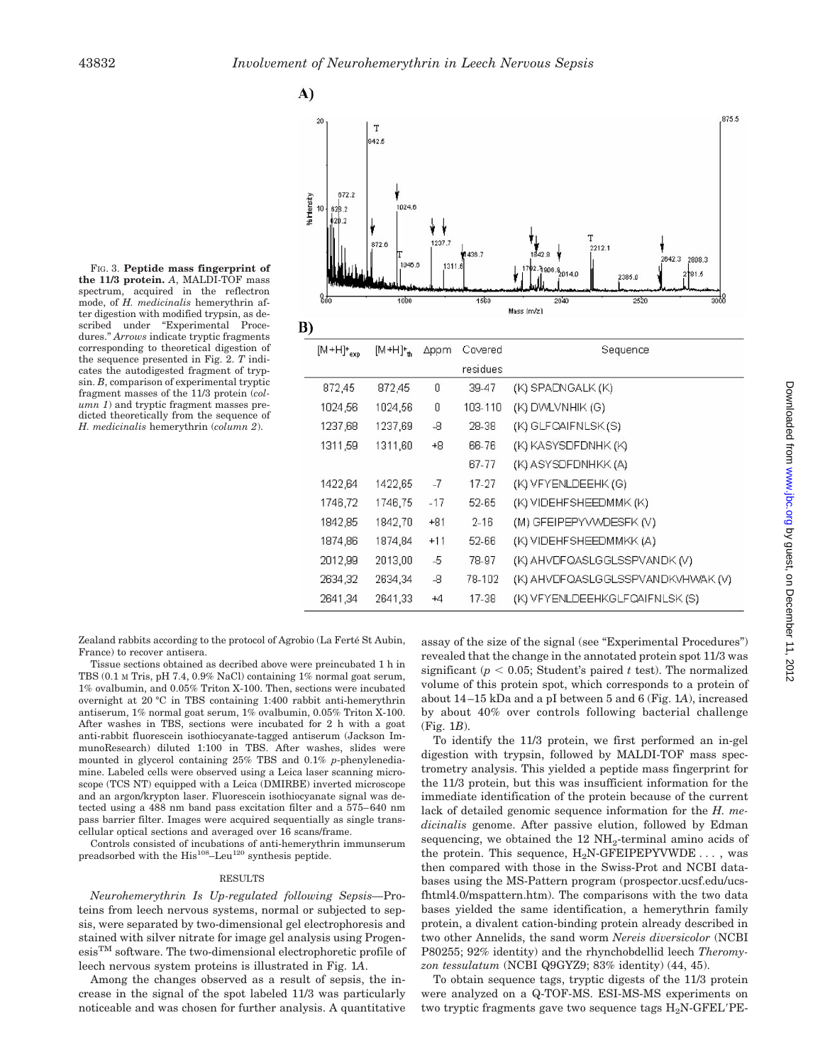**A)**

**B)**

| $[M+H]^+_{exp}$ | $[M+H]^+_{th}$ | Δppm | Covered residues | Sequence |
|---|---|---|---|---|
| 872,45 | 872,45 | 0 | 39-47 | (K) SPADNGALK (K) |
| 1024,56 | 1024,56 | 0 | 103-110 | (K) DWLVNHIK (G) |
| 1237,68 | 1237,69 | -8 | 28-38 | (K) GLFQAIFNLSK (S) |
| 1311,59 | 1311,60 | +8 | 66-76 | (K) KASYSDFDNHK (K) |
| | | | 67-77 | (K) ASYSDFDNHKK (A) |
| 1422,64 | 1422,65 | -7 | 17-27 | (K) VFYENLDEEHK (G) |
| 1746,72 | 1746,75 | -17 | 52-65 | (K) VIDEHFSHEEDMMK (K) |
| 1842,85 | 1842,70 | +81 | 2-18 | (M) GFEIPEPYVWDESFK (V) |
| 1874,86 | 1874,84 | +11 | 52-66 | (K) VIDEHFSHEEDMMKK (A) |
| 2012,99 | 2013,00 | -5 | 78-97 | (K) AHVDFQASLGGLSSPVANDK (V) |
| 2634,32 | 2634,34 | -8 | 78-102 | (K) AHVDFQASLGGLSSPVANDKVHWAK (V) |
| 2641,34 | 2641,33 | +4 | 17-38 | (K) VFYENLDEEHKGLFQAIFNLSK (S) |

FIG. 3. **Peptide mass fingerprint of the 11/3 protein.** *A*, MALDI-TOF mass spectrum, acquired in the reflectron mode, of *H. medicinalis* hemerythrin after digestion with modified trypsin, as described under "Experimental Procedures." *Arrows* indicate tryptic fragments corresponding to theoretical digestion of the sequence presented in Fig. 2. *T* indicates the autodigested fragment of trypsin. *B*, comparison of experimental tryptic fragment masses of the 11/3 protein (*column 1*) and tryptic fragment masses predicted theoretically from the sequence of *H. medicinalis* hemerythrin (*column 2*).

Zealand rabbits according to the protocol of Agrobio (La Ferté St Aubin, France) to recover antisera.

Tissue sections obtained as decribed above were preincubated 1 h in TBS (0.1 M Tris, pH 7.4, 0.9% NaCl) containing 1% normal goat serum, 1% ovalbumin, and 0.05% Triton X-100. Then, sections were incubated overnight at 20 °C in TBS containing 1:400 rabbit anti-hemerythrin antiserum, 1% normal goat serum, 1% ovalbumin, 0.05% Triton X-100. After washes in TBS, sections were incubated for 2 h with a goat anti-rabbit fluorescein isothiocyanate-tagged antiserum (Jackson ImmunoResearch) diluted 1:100 in TBS. After washes, slides were mounted in glycerol containing 25% TBS and 0.1% *p*-phenylenediamine. Labeled cells were observed using a Leica laser scanning microscope (TCS NT) equipped with a Leica (DMIRBE) inverted microscope and an argon/krypton laser. Fluorescein isothiocyanate signal was detected using a 488 nm band pass excitation filter and a 575–640 nm pass barrier filter. Images were acquired sequentially as single transcellular optical sections and averaged over 16 scans/frame.

Controls consisted of incubations of anti-hemerythrin immunserum preadsorbed with the $His^{108}$–$Leu^{120}$ synthesis peptide.

## RESULTS

*Neurohemerythrin Is Up-regulated following Sepsis*—Proteins from leech nervous systems, normal or subjected to sepsis, were separated by two-dimensional gel electrophoresis and stained with silver nitrate for image gel analysis using Progenesis™ software. The two-dimensional electrophoretic profile of leech nervous system proteins is illustrated in Fig. 1*A*.

Among the changes observed as a result of sepsis, the increase in the signal of the spot labeled 11/3 was particularly noticeable and was chosen for further analysis. A quantitative assay of the size of the signal (see "Experimental Procedures") revealed that the change in the annotated protein spot 11/3 was significant ($p < 0.05$; Student's paired *t* test). The normalized volume of this protein spot, which corresponds to a protein of about 14–15 kDa and a pI between 5 and 6 (Fig. 1*A*), increased by about 40% over controls following bacterial challenge (Fig. 1*B*).

To identify the 11/3 protein, we first performed an in-gel digestion with trypsin, followed by MALDI-TOF mass spectrometry analysis. This yielded a peptide mass fingerprint for the 11/3 protein, but this was insufficient information for the immediate identification of the protein because of the current lack of detailed genomic sequence information for the *H. medicinalis* genome. After passive elution, followed by Edman sequencing, we obtained the 12 $NH_2$-terminal amino acids of the protein. This sequence, $H_2N$-GFEIPEPYVWDE . . . , was then compared with those in the Swiss-Prot and NCBI databases using the MS-Pattern program (prospector.ucsf.edu/ucsfhtml4.0/mspattern.htm). The comparisons with the two data bases yielded the same identification, a hemerythrin family protein, a divalent cation-binding protein already described in two other Annelids, the sand worm *Nereis diversicolor* (NCBI P80255; 92% identity) and the rhynchobdellid leech *Theromyzon tessulatum* (NCBI Q9GYZ9; 83% identity) (44, 45).

To obtain sequence tags, tryptic digests of the 11/3 protein were analyzed on a Q-TOF-MS. ESI-MS-MS experiments on two tryptic fragments gave two sequence tags $H_2N$-GFEL′PE-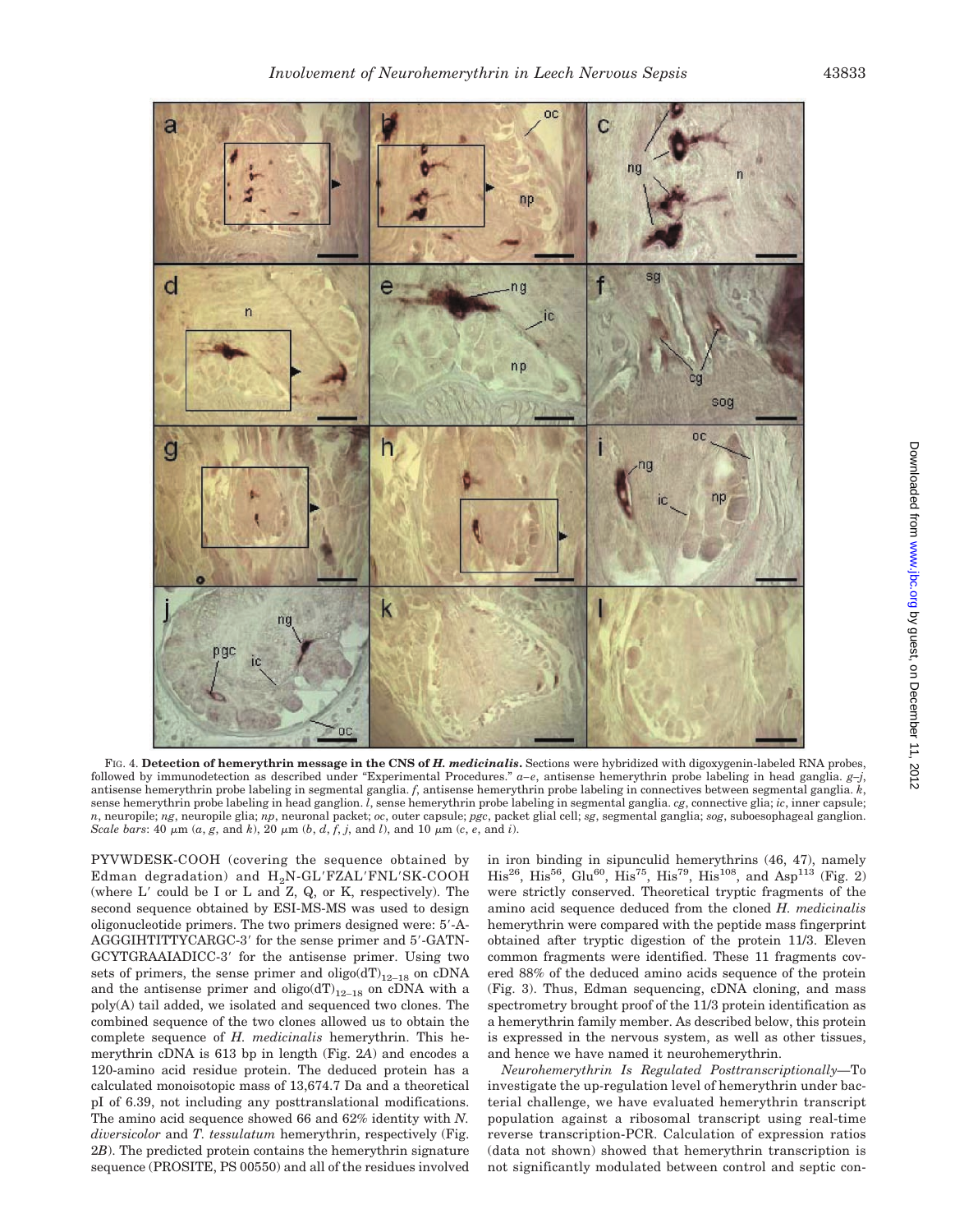FIG. 4. **Detection of hemerythrin message in the CNS of *H. medicinalis*.** Sections were hybridized with digoxygenin-labeled RNA probes, followed by immunodetection as described under "Experimental Procedures." *a–e*, antisense hemerythrin probe labeling in head ganglia. *g–j*, antisense hemerythrin probe labeling in segmental ganglia. *f*, antisense hemerythrin probe labeling in connectives between segmental ganglia. *k*, sense hemerythrin probe labeling in head ganglion. *l*, sense hemerythrin probe labeling in segmental ganglia. *cg*, connective glia; *ic*, inner capsule; *n*, neuropile; *ng*, neuropile glia; *np*, neuronal packet; *oc*, outer capsule; *pgc*, packet glial cell; *sg*, segmental ganglia; *sog*, suboesophageal ganglion. *Scale bars*: 40 μm (*a*, *g*, and *k*), 20 μm (*b*, *d*, *f*, *j*, and *l*), and 10 μm (*c*, *e*, and *i*).

PYVWDESK-COOH (covering the sequence obtained by Edman degradation) and $H_2N$-GL′FZAL′FNL′SK-COOH (where L′ could be I or L and Z, Q, or K, respectively). The second sequence obtained by ESI-MS-MS was used to design oligonucleotide primers. The two primers designed were: 5′-A-AGGGIHTITTYCARGC-3′ for the sense primer and 5′-GATN-GCYTGRAAIADICC-3′ for the antisense primer. Using two sets of primers, the sense primer and $oligo(dT)_{12–18}$ on cDNA and the antisense primer and $oligo(dT)_{12–18}$ on cDNA with a poly(A) tail added, we isolated and sequenced two clones. The combined sequence of the two clones allowed us to obtain the complete sequence of *H. medicinalis* hemerythrin. This hemerythrin cDNA is 613 bp in length (Fig. 2*A*) and encodes a 120-amino acid residue protein. The deduced protein has a calculated monoisotopic mass of 13,674.7 Da and a theoretical pI of 6.39, not including any posttranslational modifications. The amino acid sequence showed 66 and 62% identity with *N. diversicolor* and *T. tessulatum* hemerythrin, respectively (Fig. 2*B*). The predicted protein contains the hemerythrin signature sequence (PROSITE, PS 00550) and all of the residues involved in iron binding in sipunculid hemerythrins (46, 47), namely $His^{26}$, $His^{56}$, $Glu^{60}$, $His^{75}$, $His^{79}$, $His^{108}$, and $Asp^{113}$ (Fig. 2) were strictly conserved. Theoretical tryptic fragments of the amino acid sequence deduced from the cloned *H. medicinalis* hemerythrin were compared with the peptide mass fingerprint obtained after tryptic digestion of the protein 11/3. Eleven common fragments were identified. These 11 fragments covered 88% of the deduced amino acids sequence of the protein (Fig. 3). Thus, Edman sequencing, cDNA cloning, and mass spectrometry brought proof of the 11/3 protein identification as a hemerythrin family member. As described below, this protein is expressed in the nervous system, as well as other tissues, and hence we have named it neurohemerythrin.

*Neurohemerythrin Is Regulated Posttranscriptionally*—To investigate the up-regulation level of hemerythrin under bacterial challenge, we have evaluated hemerythrin transcript population against a ribosomal transcript using real-time reverse transcription-PCR. Calculation of expression ratios (data not shown) showed that hemerythrin transcription is not significantly modulated between control and septic con-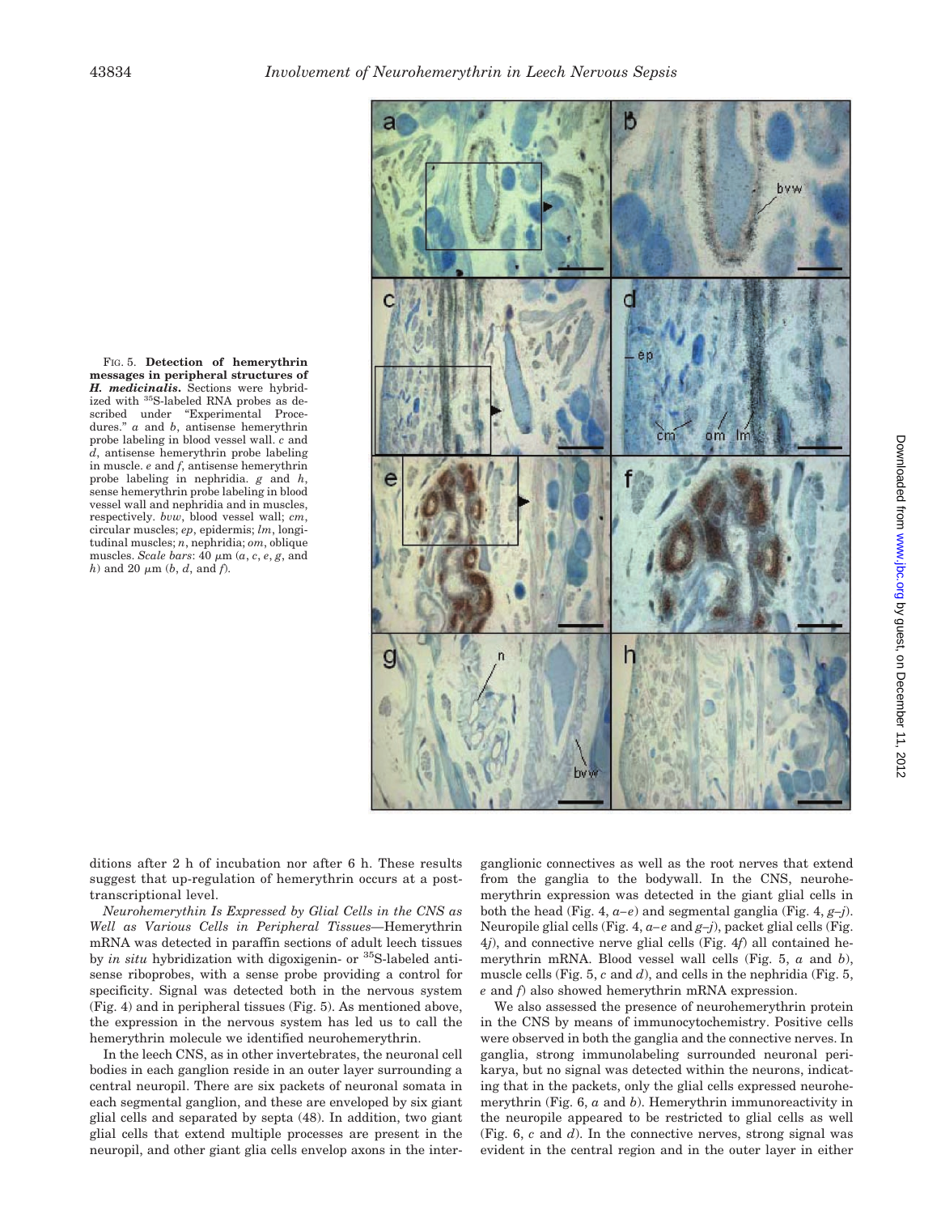FIG. 5. **Detection of hemerythrin messages in peripheral structures of *H. medicinalis*.** Sections were hybridized with $^{35}$S-labeled RNA probes as described under "Experimental Procedures." *a* and *b*, antisense hemerythrin probe labeling in blood vessel wall. *c* and *d*, antisense hemerythrin probe labeling in muscle. *e* and *f*, antisense hemerythrin probe labeling in nephridia. *g* and *h*, sense hemerythrin probe labeling in blood vessel wall and nephridia and in muscles, respectively. *bvw*, blood vessel wall; *cm*, circular muscles; *ep*, epidermis; *lm*, longitudinal muscles; *n*, nephridia; *om*, oblique muscles. *Scale bars*: 40 μm (*a*, *c*, *e*, *g*, and *h*) and 20 μm (*b*, *d*, and *f*).

ditions after 2 h of incubation nor after 6 h. These results suggest that up-regulation of hemerythrin occurs at a post-transcriptional level.

*Neurohemerythrin Is Expressed by Glial Cells in the CNS as Well as Various Cells in Peripheral Tissues*—Hemerythrin mRNA was detected in paraffin sections of adult leech tissues by *in situ* hybridization with digoxigenin- or $^{35}$S-labeled antisense riboprobes, with a sense probe providing a control for specificity. Signal was detected both in the nervous system (Fig. 4) and in peripheral tissues (Fig. 5). As mentioned above, the expression in the nervous system has led us to call the hemerythrin molecule we identified neurohemerythrin.

In the leech CNS, as in other invertebrates, the neuronal cell bodies in each ganglion reside in an outer layer surrounding a central neuropil. There are six packets of neuronal somata in each segmental ganglion, and these are enveloped by six giant glial cells and separated by septa (48). In addition, two giant glial cells that extend multiple processes are present in the neuropil, and other giant glia cells envelop axons in the interganglionic connectives as well as the root nerves that extend from the ganglia to the bodywall. In the CNS, neurohemerythrin expression was detected in the giant glial cells in both the head (Fig. 4, *a–e*) and segmental ganglia (Fig. 4, *g–j*). Neuropile glial cells (Fig. 4, *a–e* and *g–j*), packet glial cells (Fig. 4*j*), and connective nerve glial cells (Fig. 4*f*) all contained hemerythrin mRNA. Blood vessel wall cells (Fig. 5, *a* and *b*), muscle cells (Fig. 5, *c* and *d*), and cells in the nephridia (Fig. 5, *e* and *f*) also showed hemerythrin mRNA expression.

We also assessed the presence of neurohemerythrin protein in the CNS by means of immunocytochemistry. Positive cells were observed in both the ganglia and the connective nerves. In ganglia, strong immunolabeling surrounded neuronal perikarya, but no signal was detected within the neurons, indicating that in the packets, only the glial cells expressed neurohemerythrin (Fig. 6, *a* and *b*). Hemerythrin immunoreactivity in the neuropile appeared to be restricted to glial cells as well (Fig. 6, *c* and *d*). In the connective nerves, strong signal was evident in the central region and in the outer layer in either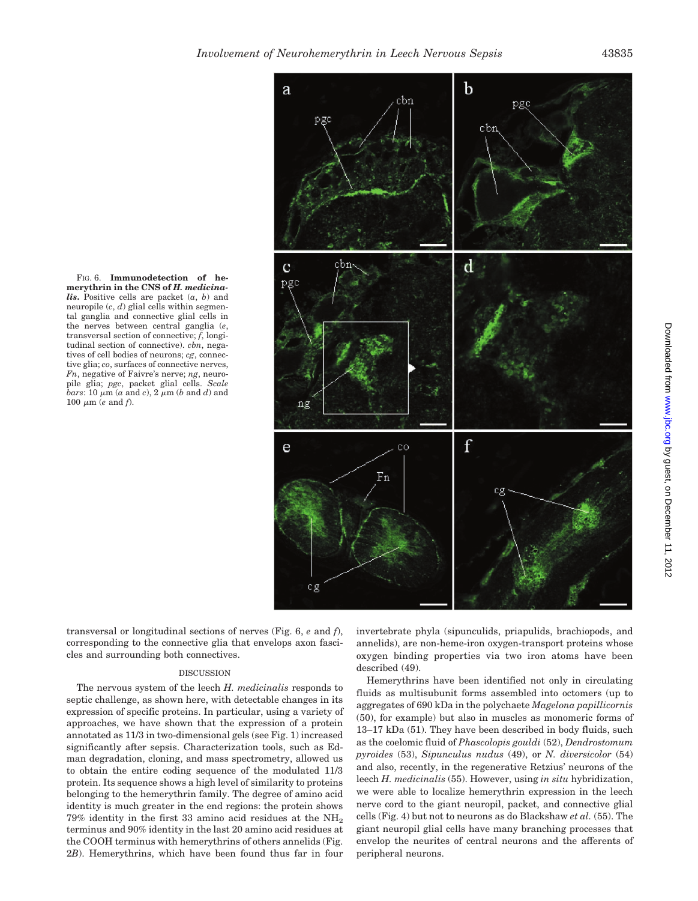FIG. 6. **Immunodetection of hemerythrin in the CNS of *H. medicinalis*.** Positive cells are packet (*a*, *b*) and neuropile (*c*, *d*) glial cells within segmental ganglia and connective glial cells in the nerves between central ganglia (*e*, transversal section of connective; *f*, longitudinal section of connective). *cbn*, negatives of cell bodies of neurons; *cg*, connective glia; *co*, surfaces of connective nerves, *Fn*, negative of Faivre's nerve; *ng*, neuropile glia; *pgc*, packet glial cells. *Scale bars*: 10 μm (*a* and *c*), 2 μm (*b* and *d*) and 100 μm (*e* and *f*).

transversal or longitudinal sections of nerves (Fig. 6, *e* and *f*), corresponding to the connective glia that envelops axon fascicles and surrounding both connectives.

## DISCUSSION

The nervous system of the leech *H. medicinalis* responds to septic challenge, as shown here, with detectable changes in its expression of specific proteins. In particular, using a variety of approaches, we have shown that the expression of a protein annotated as 11/3 in two-dimensional gels (see Fig. 1) increased significantly after sepsis. Characterization tools, such as Edman degradation, cloning, and mass spectrometry, allowed us to obtain the entire coding sequence of the modulated 11/3 protein. Its sequence shows a high level of similarity to proteins belonging to the hemerythrin family. The degree of amino acid identity is much greater in the end regions: the protein shows 79% identity in the first 33 amino acid residues at the $NH_2$ terminus and 90% identity in the last 20 amino acid residues at the COOH terminus with hemerythrins of others annelids (Fig. 2*B*). Hemerythrins, which have been found thus far in four invertebrate phyla (sipunculids, priapulids, brachiopods, and annelids), are non-heme-iron oxygen-transport proteins whose oxygen binding properties via two iron atoms have been described (49).

Hemerythrins have been identified not only in circulating fluids as multisubunit forms assembled into octomers (up to aggregates of 690 kDa in the polychaete *Magelona papillicornis* (50), for example) but also in muscles as monomeric forms of 13–17 kDa (51). They have been described in body fluids, such as the coelomic fluid of *Phascolopis gouldi* (52), *Dendrostomum pyroides* (53), *Sipunculus nudus* (49), or *N. diversicolor* (54) and also, recently, in the regenerative Retzius' neurons of the leech *H. medicinalis* (55). However, using *in situ* hybridization, we were able to localize hemerythrin expression in the leech nerve cord to the giant neuropil, packet, and connective glial cells (Fig. 4) but not to neurons as do Blackshaw *et al.* (55). The giant neuropil glial cells have many branching processes that envelop the neurites of central neurons and the afferents of peripheral neurons.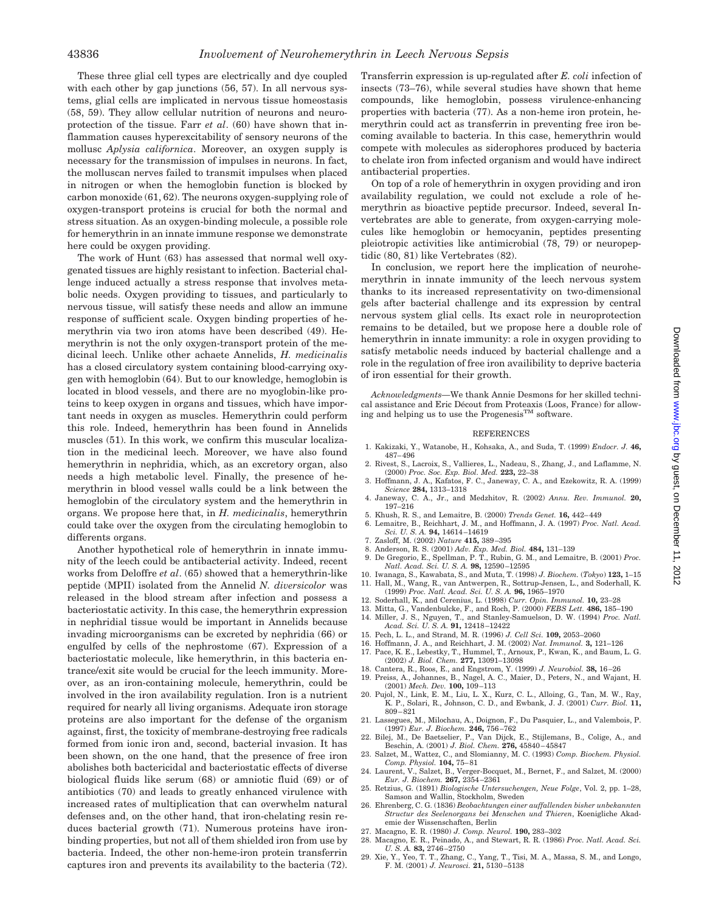These three glial cell types are electrically and dye coupled with each other by gap junctions (56, 57). In all nervous systems, glial cells are implicated in nervous tissue homeostasis (58, 59). They allow cellular nutrition of neurons and neuroprotection of the tissue. Farr *et al*. (60) have shown that inflammation causes hyperexcitability of sensory neurons of the mollusc *Aplysia californica*. Moreover, an oxygen supply is necessary for the transmission of impulses in neurons. In fact, the molluscan nerves failed to transmit impulses when placed in nitrogen or when the hemoglobin function is blocked by carbon monoxide (61, 62). The neurons oxygen-supplying role of oxygen-transport proteins is crucial for both the normal and stress situation. As an oxygen-binding molecule, a possible role for hemerythrin in an innate immune response we demonstrate here could be oxygen providing.

The work of Hunt (63) has assessed that normal well oxygenated tissues are highly resistant to infection. Bacterial challenge induced actually a stress response that involves metabolic needs. Oxygen providing to tissues, and particularly to nervous tissue, will satisfy these needs and allow an immune response of sufficient scale. Oxygen binding properties of hemerythrin via two iron atoms have been described (49). Hemerythrin is not the only oxygen-transport protein of the medicinal leech. Unlike other achaete Annelids, *H. medicinalis* has a closed circulatory system containing blood-carrying oxygen with hemoglobin (64). But to our knowledge, hemoglobin is located in blood vessels, and there are no myoglobin-like proteins to keep oxygen in organs and tissues, which have important needs in oxygen as muscles. Hemerythrin could perform this role. Indeed, hemerythrin has been found in Annelids muscles (51). In this work, we confirm this muscular localization in the medicinal leech. Moreover, we have also found hemerythrin in nephridia, which, as an excretory organ, also needs a high metabolic level. Finally, the presence of hemerythrin in blood vessel walls could be a link between the hemoglobin of the circulatory system and the hemerythrin in organs. We propose here that, in *H. medicinalis*, hemerythrin could take over the oxygen from the circulating hemoglobin to differents organs.

Another hypothetical role of hemerythrin in innate immunity of the leech could be antibacterial activity. Indeed, recent works from Deloffre *et al*. (65) showed that a hemerythrin-like peptide (MPII) isolated from the Annelid *N. diversicolor* was released in the blood stream after infection and possess a bacteriostatic activity. In this case, the hemerythrin expression in nephridial tissue would be important in Annelids because invading microorganisms can be excreted by nephridia (66) or engulfed by cells of the nephrostome (67). Expression of a bacteriostatic molecule, like hemerythrin, in this bacteria entrance/exit site would be crucial for the leech immunity. Moreover, as an iron-containing molecule, hemerythrin, could be involved in the iron availability regulation. Iron is a nutrient required for nearly all living organisms. Adequate iron storage proteins are also important for the defense of the organism against, first, the toxicity of membrane-destroying free radicals formed from ionic iron and, second, bacterial invasion. It has been shown, on the one hand, that the presence of free iron abolishes both bactericidal and bacteriostatic effects of diverse biological fluids like serum (68) or amniotic fluid (69) or of antibiotics (70) and leads to greatly enhanced virulence with increased rates of multiplication that can overwhelm natural defenses and, on the other hand, that iron-chelating resin reduces bacterial growth (71). Numerous proteins have iron-binding properties, but not all of them shielded iron from use by bacteria. Indeed, the other non-heme-iron protein transferrin captures iron and prevents its availability to the bacteria (72). Transferrin expression is up-regulated after *E. coli* infection of insects (73–76), while several studies have shown that heme compounds, like hemoglobin, possess virulence-enhancing properties with bacteria (77). As a non-heme iron protein, hemerythrin could act as transferrin in preventing free iron becoming available to bacteria. In this case, hemerythrin would compete with molecules as siderophores produced by bacteria to chelate iron from infected organism and would have indirect antibacterial properties.

On top of a role of hemerythrin in oxygen providing and iron availability regulation, we could not exclude a role of hemerythrin as bioactive peptide precursor. Indeed, several Invertebrates are able to generate, from oxygen-carrying molecules like hemoglobin or hemocyanin, peptides presenting pleiotropic activities like antimicrobial (78, 79) or neuropeptidic (80, 81) like Vertebrates (82).

In conclusion, we report here the implication of neurohemerythrin in innate immunity of the leech nervous system thanks to its increased representativity on two-dimensional gels after bacterial challenge and its expression by central nervous system glial cells. Its exact role in neuroprotection remains to be detailed, but we propose here a double role of hemerythrin in innate immunity: a role in oxygen providing to satisfy metabolic needs induced by bacterial challenge and a role in the regulation of free iron availibility to deprive bacteria of iron essential for their growth.

*Acknowledgments*—We thank Annie Desmons for her skilled technical assistance and Eric Décout from Proteaxis (Loos, France) for allowing and helping us to use the Progenesis™ software.

## REFERENCES

1. Kakizaki, Y., Watanobe, H., Kohsaka, A., and Suda, T. (1999) *Endocr. J.* **46,** 487–496
2. Rivest, S., Lacroix, S., Vallieres, L., Nadeau, S., Zhang, J., and Laflamme, N. (2000) *Proc. Soc. Exp. Biol. Med.* **223,** 22–38
3. Hoffmann, J. A., Kafatos, F. C., Janeway, C. A., and Ezekowitz, R. A. (1999) *Science* **284,** 1313–1318
4. Janeway, C. A., Jr., and Medzhitov, R. (2002) *Annu. Rev. Immunol.* **20,** 197–216
5. Khush, R. S., and Lemaitre, B. (2000) *Trends Genet.* **16,** 442–449
6. Lemaitre, B., Reichhart, J. M., and Hoffmann, J. A. (1997) *Proc. Natl. Acad. Sci. U. S. A.* **94,** 14614–14619
7. Zasloff, M. (2002) *Nature* **415,** 389–395
8. Anderson, R. S. (2001) *Adv. Exp. Med. Biol.* **484,** 131–139
9. De Gregorio, E., Spellman, P. T., Rubin, G. M., and Lemaitre, B. (2001) *Proc. Natl. Acad. Sci. U. S. A.* **98,** 12590–12595
10. Iwanaga, S., Kawabata, S., and Muta, T. (1998) *J. Biochem.* (*Tokyo*) **123,** 1–15
11. Hall, M., Wang, R., van Antwerpen, R., Sottrup-Jensen, L., and Soderhall, K. (1999) *Proc. Natl. Acad. Sci. U. S. A.* **96,** 1965–1970
12. Soderhall, K., and Cerenius, L. (1998) *Curr. Opin. Immunol.* **10,** 23–28
13. Mitta, G., Vandenbulcke, F., and Roch, P. (2000) *FEBS Lett.* **486,** 185–190
14. Miller, J. S., Nguyen, T., and Stanley-Samuelson, D. W. (1994) *Proc. Natl. Acad. Sci. U. S. A.* **91,** 12418–12422
15. Pech, L. L., and Strand, M. R. (1996) *J. Cell Sci.* **109,** 2053–2060
16. Hoffmann, J. A., and Reichhart, J. M. (2002) *Nat. Immunol.* **3,** 121–126
17. Pace, K. E., Lebestky, T., Hummel, T., Arnoux, P., Kwan, K., and Baum, L. G. (2002) *J. Biol. Chem.* **277,** 13091–13098
18. Cantera, R., Roos, E., and Engstrom, Y. (1999) *J. Neurobiol.* **38,** 16–26
19. Preiss, A., Johannes, B., Nagel, A. C., Maier, D., Peters, N., and Wajant, H. (2001) *Mech. Dev.* **100,** 109–113
20. Pujol, N., Link, E. M., Liu, L. X., Kurz, C. L., Alloing, G., Tan, M. W., Ray, K. P., Solari, R., Johnson, C. D., and Ewbank, J. J. (2001) *Curr. Biol.* **11,** 809–821
21. Lassegues, M., Milochau, A., Doignon, F., Du Pasquier, L., and Valembois, P. (1997) *Eur. J. Biochem.* **246,** 756–762
22. Bilej, M., De Baetselier, P., Van Dijck, E., Stijlemans, B., Colige, A., and Beschin, A. (2001) *J. Biol. Chem.* **276,** 45840–45847
23. Salzet, M., Wattez, C., and Slomianny, M. C. (1993) *Comp. Biochem. Physiol. Comp. Physiol.* **104,** 75–81
24. Laurent, V., Salzet, B., Verger-Bocquet, M., Bernet, F., and Salzet, M. (2000) *Eur. J. Biochem.* **267,** 2354–2361
25. Retzius, G. (1891) *Biologische Untersuchengen, Neue Folge*, Vol. 2, pp. 1–28, Samson and Wallin, Stockholm, Sweden
26. Ehrenberg, C. G. (1836) *Beobachtungen einer auffallenden bisher unbekannten Structur des Seelenorgans bei Menschen und Thieren*, Koenigliche Akademie der Wissenschaften, Berlin
27. Macagno, E. R. (1980) *J. Comp. Neurol.* **190,** 283–302
28. Macagno, E. R., Peinado, A., and Stewart, R. R. (1986) *Proc. Natl. Acad. Sci. U. S. A.* **83,** 2746–2750
29. Xie, Y., Yeo, T. T., Zhang, C., Yang, T., Tisi, M. A., Massa, S. M., and Longo, F. M. (2001) *J. Neurosci.* **21,** 5130–5138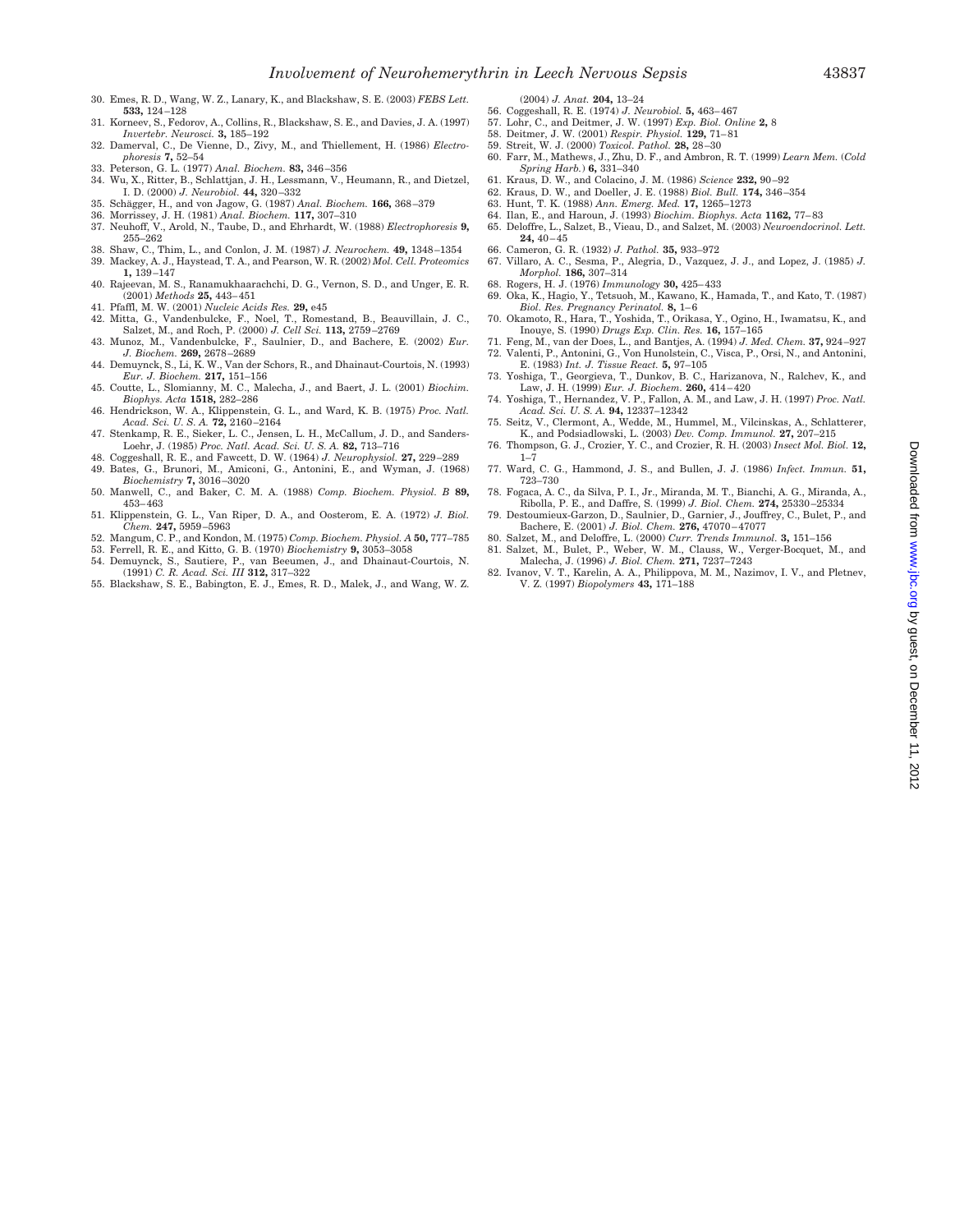30. Emes, R. D., Wang, W. Z., Lanary, K., and Blackshaw, S. E. (2003) *FEBS Lett.* **533,** 124–128
31. Korneev, S., Fedorov, A., Collins, R., Blackshaw, S. E., and Davies, J. A. (1997) *Invertebr. Neurosci.* **3,** 185–192
32. Damerval, C., De Vienne, D., Zivy, M., and Thiellement, H. (1986) *Electrophoresis* **7,** 52–54
33. Peterson, G. L. (1977) *Anal. Biochem.* **83,** 346–356
34. Wu, X., Ritter, B., Schlattjan, J. H., Lessmann, V., Heumann, R., and Dietzel, I. D. (2000) *J. Neurobiol.* **44,** 320–332
35. Schägger, H., and von Jagow, G. (1987) *Anal. Biochem.* **166,** 368–379
36. Morrissey, J. H. (1981) *Anal. Biochem.* **117,** 307–310
37. Neuhoff, V., Arold, N., Taube, D., and Ehrhardt, W. (1988) *Electrophoresis* **9,** 255–262
38. Shaw, C., Thim, L., and Conlon, J. M. (1987) *J. Neurochem.* **49,** 1348–1354
39. Mackey, A. J., Haystead, T. A., and Pearson, W. R. (2002) *Mol. Cell. Proteomics* **1,** 139–147
40. Rajeevan, M. S., Ranamukhaarachchi, D. G., Vernon, S. D., and Unger, E. R. (2001) *Methods* **25,** 443–451
41. Pfaffl, M. W. (2001) *Nucleic Acids Res.* **29,** e45
42. Mitta, G., Vandenbulcke, F., Noel, T., Romestand, B., Beauvillain, J. C., Salzet, M., and Roch, P. (2000) *J. Cell Sci.* **113,** 2759–2769
43. Munoz, M., Vandenbulcke, F., Saulnier, D., and Bachere, E. (2002) *Eur. J. Biochem.* **269,** 2678–2689
44. Demuynck, S., Li, K. W., Van der Schors, R., and Dhainaut-Courtois, N. (1993) *Eur. J. Biochem.* **217,** 151–156
45. Coutte, L., Slomianny, M. C., Malecha, J., and Baert, J. L. (2001) *Biochim. Biophys. Acta* **1518,** 282–286
46. Hendrickson, W. A., Klippenstein, G. L., and Ward, K. B. (1975) *Proc. Natl. Acad. Sci. U. S. A.* **72,** 2160–2164
47. Stenkamp, R. E., Sieker, L. C., Jensen, L. H., McCallum, J. D., and Sanders-Loehr, J. (1985) *Proc. Natl. Acad. Sci. U. S. A.* **82,** 713–716
48. Coggeshall, R. E., and Fawcett, D. W. (1964) *J. Neurophysiol.* **27,** 229–289
49. Bates, G., Brunori, M., Amiconi, G., Antonini, E., and Wyman, J. (1968) *Biochemistry* **7,** 3016–3020
50. Manwell, C., and Baker, C. M. A. (1988) *Comp. Biochem. Physiol. B* **89,** 453–463
51. Klippenstein, G. L., Van Riper, D. A., and Oosterom, E. A. (1972) *J. Biol. Chem.* **247,** 5959–5963
52. Mangum, C. P., and Kondon, M. (1975) *Comp. Biochem. Physiol. A* **50,** 777–785
53. Ferrell, R. E., and Kitto, G. B. (1970) *Biochemistry* **9,** 3053–3058
54. Demuynck, S., Sautiere, P., van Beeumen, J., and Dhainaut-Courtois, N. (1991) *C. R. Acad. Sci. III* **312,** 317–322
55. Blackshaw, S. E., Babington, E. J., Emes, R. D., Malek, J., and Wang, W. Z. (2004) *J. Anat.* **204,** 13–24
56. Coggeshall, R. E. (1974) *J. Neurobiol.* **5,** 463–467
57. Lohr, C., and Deitmer, J. W. (1997) *Exp. Biol. Online* **2,** 8
58. Deitmer, J. W. (2001) *Respir. Physiol.* **129,** 71–81
59. Streit, W. J. (2000) *Toxicol. Pathol.* **28,** 28–30
60. Farr, M., Mathews, J., Zhu, D. F., and Ambron, R. T. (1999) *Learn Mem.* (*Cold Spring Harb.*) **6,** 331–340
61. Kraus, D. W., and Colacino, J. M. (1986) *Science* **232,** 90–92
62. Kraus, D. W., and Doeller, J. E. (1988) *Biol. Bull.* **174,** 346–354
63. Hunt, T. K. (1988) *Ann. Emerg. Med.* **17,** 1265–1273
64. Ilan, E., and Haroun, J. (1993) *Biochim. Biophys. Acta* **1162,** 77–83
65. Deloffre, L., Salzet, B., Vieau, D., and Salzet, M. (2003) *Neuroendocrinol. Lett.* **24,** 40–45
66. Cameron, G. R. (1932) *J. Pathol.* **35,** 933–972
67. Villaro, A. C., Sesma, P., Alegria, D., Vazquez, J. J., and Lopez, J. (1985) *J. Morphol.* **186,** 307–314
68. Rogers, H. J. (1976) *Immunology* **30,** 425–433
69. Oka, K., Hagio, Y., Tetsuoh, M., Kawano, K., Hamada, T., and Kato, T. (1987) *Biol. Res. Pregnancy Perinatol.* **8,** 1–6
70. Okamoto, R., Hara, T., Yoshida, T., Orikasa, Y., Ogino, H., Iwamatsu, K., and Inouye, S. (1990) *Drugs Exp. Clin. Res.* **16,** 157–165
71. Feng, M., van der Does, L., and Bantjes, A. (1994) *J. Med. Chem.* **37,** 924–927
72. Valenti, P., Antonini, G., Von Hunolstein, C., Visca, P., Orsi, N., and Antonini, E. (1983) *Int. J. Tissue React.* **5,** 97–105
73. Yoshiga, T., Georgieva, T., Dunkov, B. C., Harizanova, N., Ralchev, K., and Law, J. H. (1999) *Eur. J. Biochem.* **260,** 414–420
74. Yoshiga, T., Hernandez, V. P., Fallon, A. M., and Law, J. H. (1997) *Proc. Natl. Acad. Sci. U. S. A.* **94,** 12337–12342
75. Seitz, V., Clermont, A., Wedde, M., Hummel, M., Vilcinskas, A., Schlatterer, K., and Podsiadlowski, L. (2003) *Dev. Comp. Immunol.* **27,** 207–215
76. Thompson, G. J., Crozier, Y. C., and Crozier, R. H. (2003) *Insect Mol. Biol.* **12,** 1–7
77. Ward, C. G., Hammond, J. S., and Bullen, J. J. (1986) *Infect. Immun.* **51,** 723–730
78. Fogaca, A. C., da Silva, P. I., Jr., Miranda, M. T., Bianchi, A. G., Miranda, A., Ribolla, P. E., and Daffre, S. (1999) *J. Biol. Chem.* **274,** 25330–25334
79. Destoumieux-Garzon, D., Saulnier, D., Garnier, J., Jouffrey, C., Bulet, P., and Bachere, E. (2001) *J. Biol. Chem.* **276,** 47070–47077
80. Salzet, M., and Deloffre, L. (2000) *Curr. Trends Immunol.* **3,** 151–156
81. Salzet, M., Bulet, P., Weber, W. M., Clauss, W., Verger-Bocquet, M., and Malecha, J. (1996) *J. Biol. Chem.* **271,** 7237–7243
82. Ivanov, V. T., Karelin, A. A., Philippova, M. M., Nazimov, I. V., and Pletnev, V. Z. (1997) *Biopolymers* **43,** 171–188